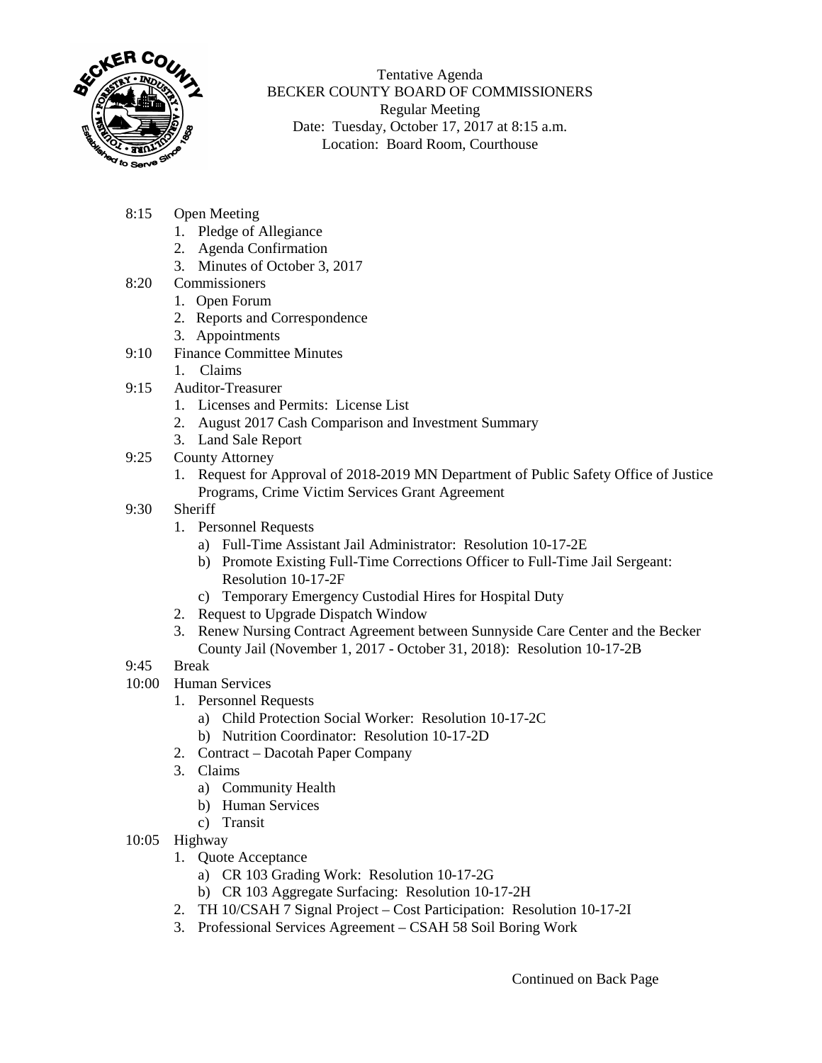Tentative Agenda
BECKER COUNTY BOARD OF COMMISSIONERS
Regular Meeting
Date: Tuesday, October 17, 2017 at 8:15 a.m.
Location: Board Room, Courthouse

8:15 Open Meeting
1. Pledge of Allegiance
2. Agenda Confirmation
3. Minutes of October 3, 2017

8:20 Commissioners
1. Open Forum
2. Reports and Correspondence
3. Appointments

9:10 Finance Committee Minutes
1. Claims

9:15 Auditor-Treasurer
1. Licenses and Permits: License List
2. August 2017 Cash Comparison and Investment Summary
3. Land Sale Report

9:25 County Attorney
1. Request for Approval of 2018-2019 MN Department of Public Safety Office of Justice Programs, Crime Victim Services Grant Agreement

9:30 Sheriff
1. Personnel Requests
   a) Full-Time Assistant Jail Administrator: Resolution 10-17-2E
   b) Promote Existing Full-Time Corrections Officer to Full-Time Jail Sergeant: Resolution 10-17-2F
   c) Temporary Emergency Custodial Hires for Hospital Duty
2. Request to Upgrade Dispatch Window
3. Renew Nursing Contract Agreement between Sunnyside Care Center and the Becker County Jail (November 1, 2017 - October 31, 2018): Resolution 10-17-2B

9:45 Break

10:00 Human Services
1. Personnel Requests
   a) Child Protection Social Worker: Resolution 10-17-2C
   b) Nutrition Coordinator: Resolution 10-17-2D
2. Contract – Dacotah Paper Company
3. Claims
   a) Community Health
   b) Human Services
   c) Transit

10:05 Highway
1. Quote Acceptance
   a) CR 103 Grading Work: Resolution 10-17-2G
   b) CR 103 Aggregate Surfacing: Resolution 10-17-2H
2. TH 10/CSAH 7 Signal Project – Cost Participation: Resolution 10-17-2I
3. Professional Services Agreement – CSAH 58 Soil Boring Work

Continued on Back Page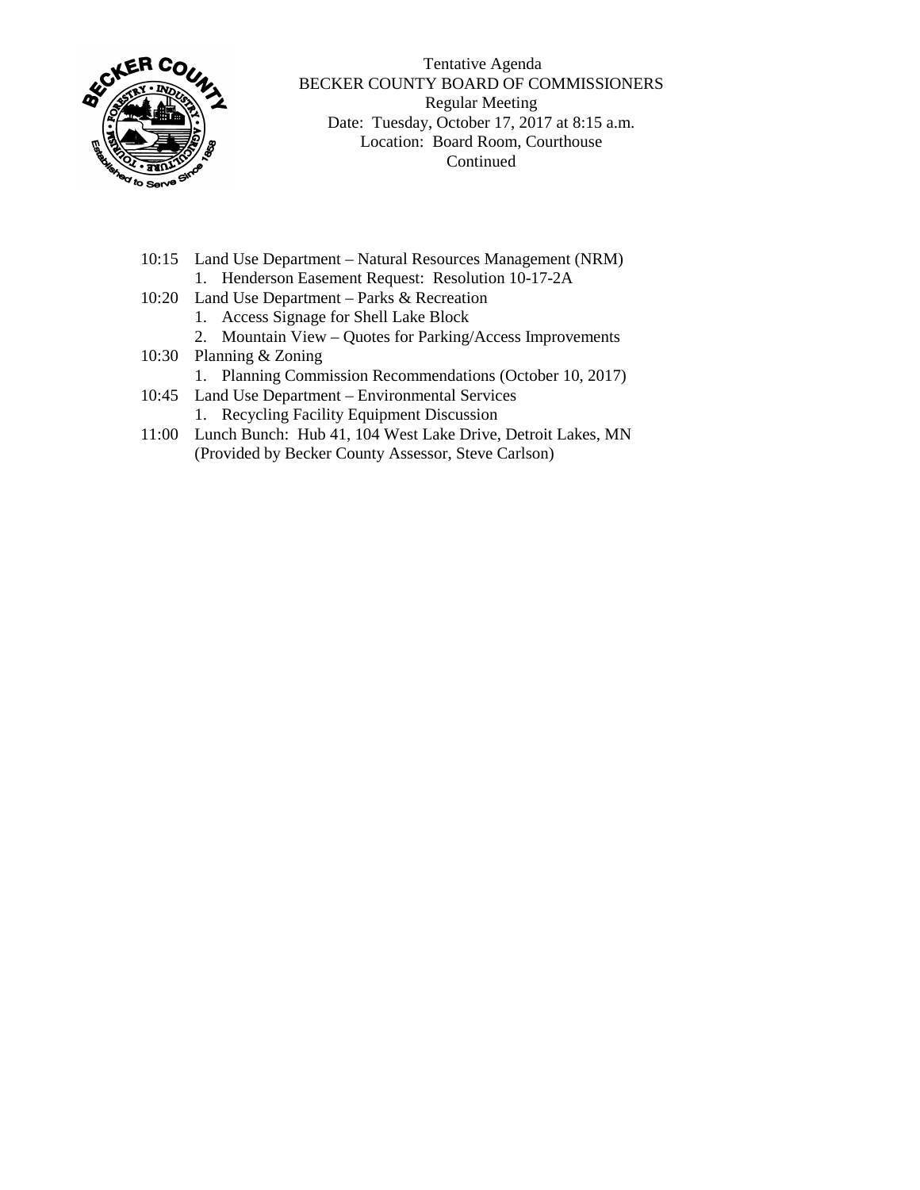Tentative Agenda
BECKER COUNTY BOARD OF COMMISSIONERS
Regular Meeting
Date: Tuesday, October 17, 2017 at 8:15 a.m.
Location: Board Room, Courthouse
Continued

10:15 Land Use Department – Natural Resources Management (NRM)
1. Henderson Easement Request: Resolution 10-17-2A

10:20 Land Use Department – Parks & Recreation
1. Access Signage for Shell Lake Block
2. Mountain View – Quotes for Parking/Access Improvements

10:30 Planning & Zoning
1. Planning Commission Recommendations (October 10, 2017)

10:45 Land Use Department – Environmental Services
1. Recycling Facility Equipment Discussion

11:00 Lunch Bunch: Hub 41, 104 West Lake Drive, Detroit Lakes, MN
(Provided by Becker County Assessor, Steve Carlson)